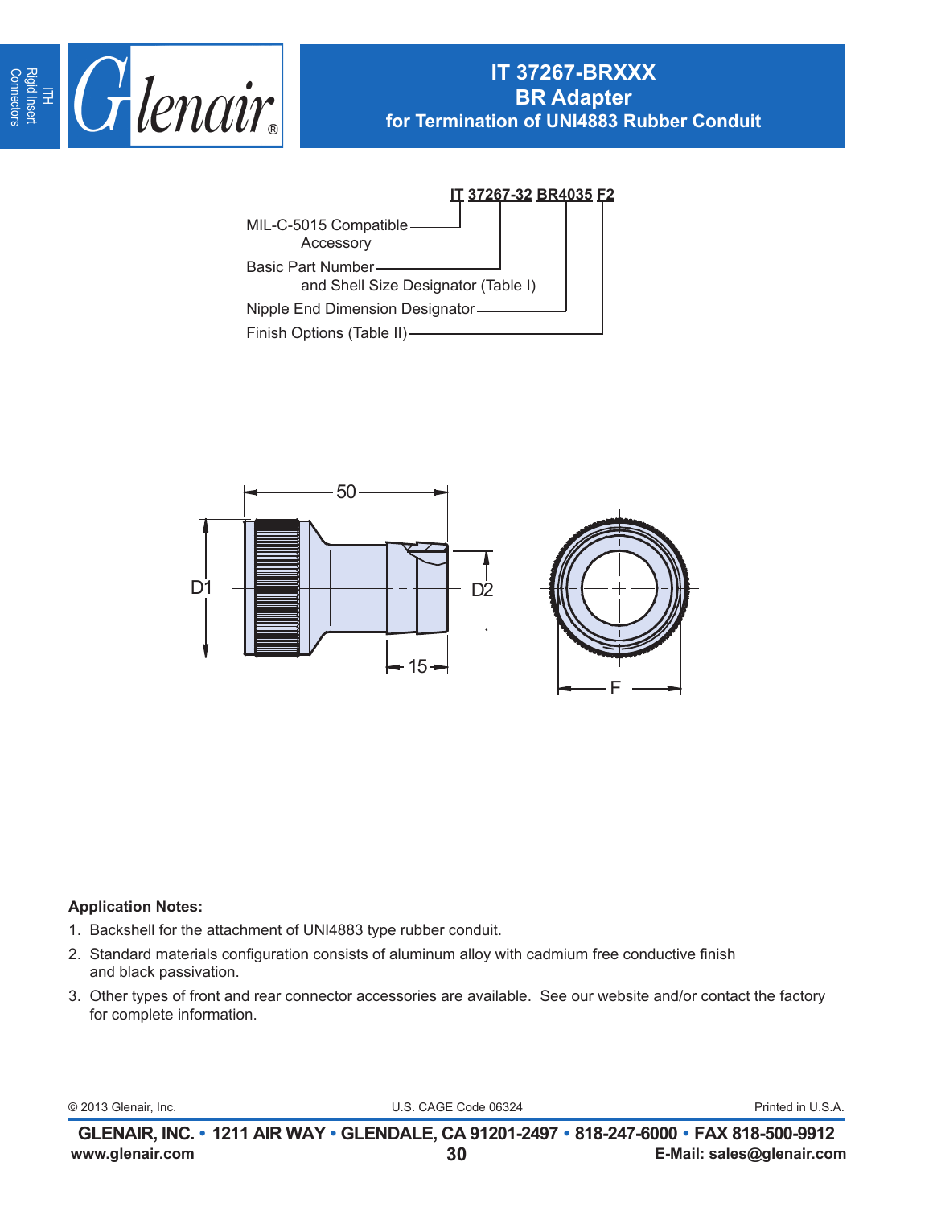# IT 37267-BRXXX
## BR Adapter
### for Termination of UNI4883 Rubber Conduit

**IT 37267-32 BR4035 F2**

- IT — MIL-C-5015 Compatible Accessory
- 37267-32 — Basic Part Number and Shell Size Designator (Table I)
- BR4035 — Nipple End Dimension Designator
- F2 — Finish Options (Table II)

50

D1

D2

15

F

**Application Notes:**

1. Backshell for the attachment of UNI4883 type rubber conduit.
2. Standard materials configuration consists of aluminum alloy with cadmium free conductive finish and black passivation.
3. Other types of front and rear connector accessories are available. See our website and/or contact the factory for complete information.

© 2013 Glenair, Inc. U.S. CAGE Code 06324 Printed in U.S.A.

**GLENAIR, INC. • 1211 AIR WAY • GLENDALE, CA 91201-2497 • 818-247-6000 • FAX 818-500-9912**

**www.glenair.com** **E-Mail: sales@glenair.com**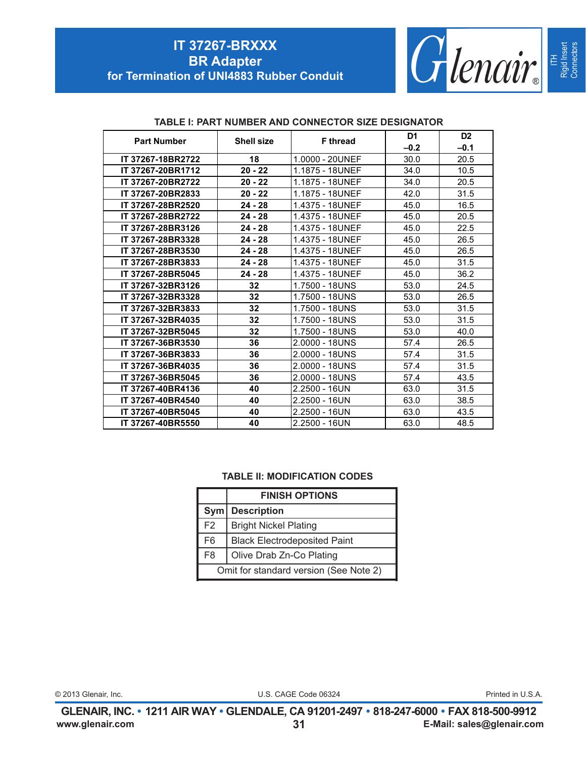# IT 37267-BRXXX
## BR Adapter
## for Termination of UNI4883 Rubber Conduit

### TABLE I: PART NUMBER AND CONNECTOR SIZE DESIGNATOR

| Part Number | Shell size | F thread | D1 –0.2 | D2 –0.1 |
|---|---|---|---|---|
| IT 37267-18BR2722 | 18 | 1.0000 - 20UNEF | 30.0 | 20.5 |
| IT 37267-20BR1712 | 20 - 22 | 1.1875 - 18UNEF | 34.0 | 10.5 |
| IT 37267-20BR2722 | 20 - 22 | 1.1875 - 18UNEF | 34.0 | 20.5 |
| IT 37267-20BR2833 | 20 - 22 | 1.1875 - 18UNEF | 42.0 | 31.5 |
| IT 37267-28BR2520 | 24 - 28 | 1.4375 - 18UNEF | 45.0 | 16.5 |
| IT 37267-28BR2722 | 24 - 28 | 1.4375 - 18UNEF | 45.0 | 20.5 |
| IT 37267-28BR3126 | 24 - 28 | 1.4375 - 18UNEF | 45.0 | 22.5 |
| IT 37267-28BR3328 | 24 - 28 | 1.4375 - 18UNEF | 45.0 | 26.5 |
| IT 37267-28BR3530 | 24 - 28 | 1.4375 - 18UNEF | 45.0 | 26.5 |
| IT 37267-28BR3833 | 24 - 28 | 1.4375 - 18UNEF | 45.0 | 31.5 |
| IT 37267-28BR5045 | 24 - 28 | 1.4375 - 18UNEF | 45.0 | 36.2 |
| IT 37267-32BR3126 | 32 | 1.7500 - 18UNS | 53.0 | 24.5 |
| IT 37267-32BR3328 | 32 | 1.7500 - 18UNS | 53.0 | 26.5 |
| IT 37267-32BR3833 | 32 | 1.7500 - 18UNS | 53.0 | 31.5 |
| IT 37267-32BR4035 | 32 | 1.7500 - 18UNS | 53.0 | 31.5 |
| IT 37267-32BR5045 | 32 | 1.7500 - 18UNS | 53.0 | 40.0 |
| IT 37267-36BR3530 | 36 | 2.0000 - 18UNS | 57.4 | 26.5 |
| IT 37267-36BR3833 | 36 | 2.0000 - 18UNS | 57.4 | 31.5 |
| IT 37267-36BR4035 | 36 | 2.0000 - 18UNS | 57.4 | 31.5 |
| IT 37267-36BR5045 | 36 | 2.0000 - 18UNS | 57.4 | 43.5 |
| IT 37267-40BR4136 | 40 | 2.2500 - 16UN | 63.0 | 31.5 |
| IT 37267-40BR4540 | 40 | 2.2500 - 16UN | 63.0 | 38.5 |
| IT 37267-40BR5045 | 40 | 2.2500 - 16UN | 63.0 | 43.5 |
| IT 37267-40BR5550 | 40 | 2.2500 - 16UN | 63.0 | 48.5 |

### TABLE II: MODIFICATION CODES

| | FINISH OPTIONS |
|---|---|
| **Sym** | **Description** |
| F2 | Bright Nickel Plating |
| F6 | Black Electrodeposited Paint |
| F8 | Olive Drab Zn-Co Plating |
| Omit for standard version (See Note 2) | |

© 2013 Glenair, Inc. U.S. CAGE Code 06324 Printed in U.S.A.

**GLENAIR, INC. • 1211 AIR WAY • GLENDALE, CA 91201-2497 • 818-247-6000 • FAX 818-500-9912**

**www.glenair.com** **E-Mail: sales@glenair.com**